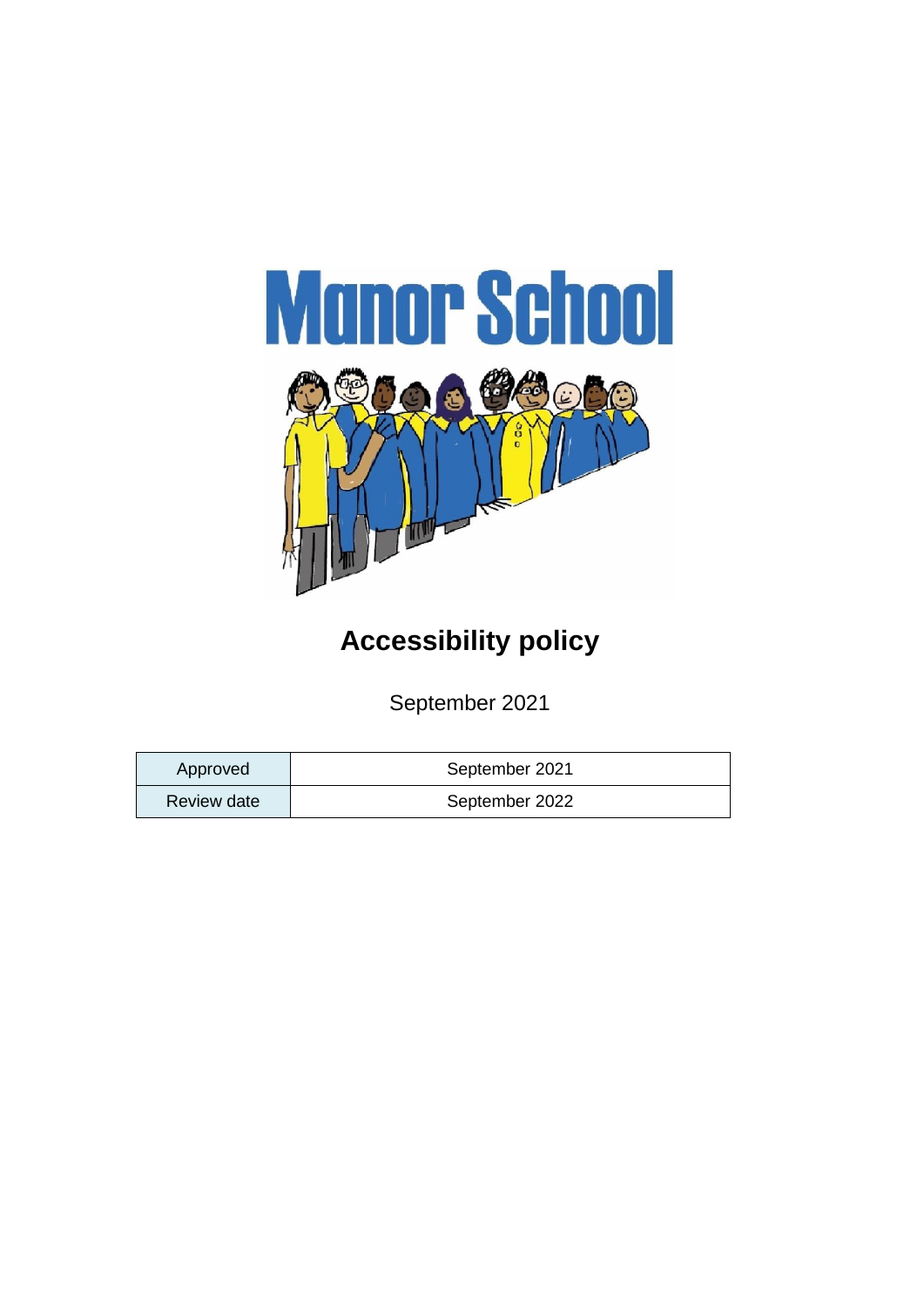Manor School

# Accessibility policy

September 2021

| Approved | September 2021 |
| --- | --- |
| Review date | September 2022 |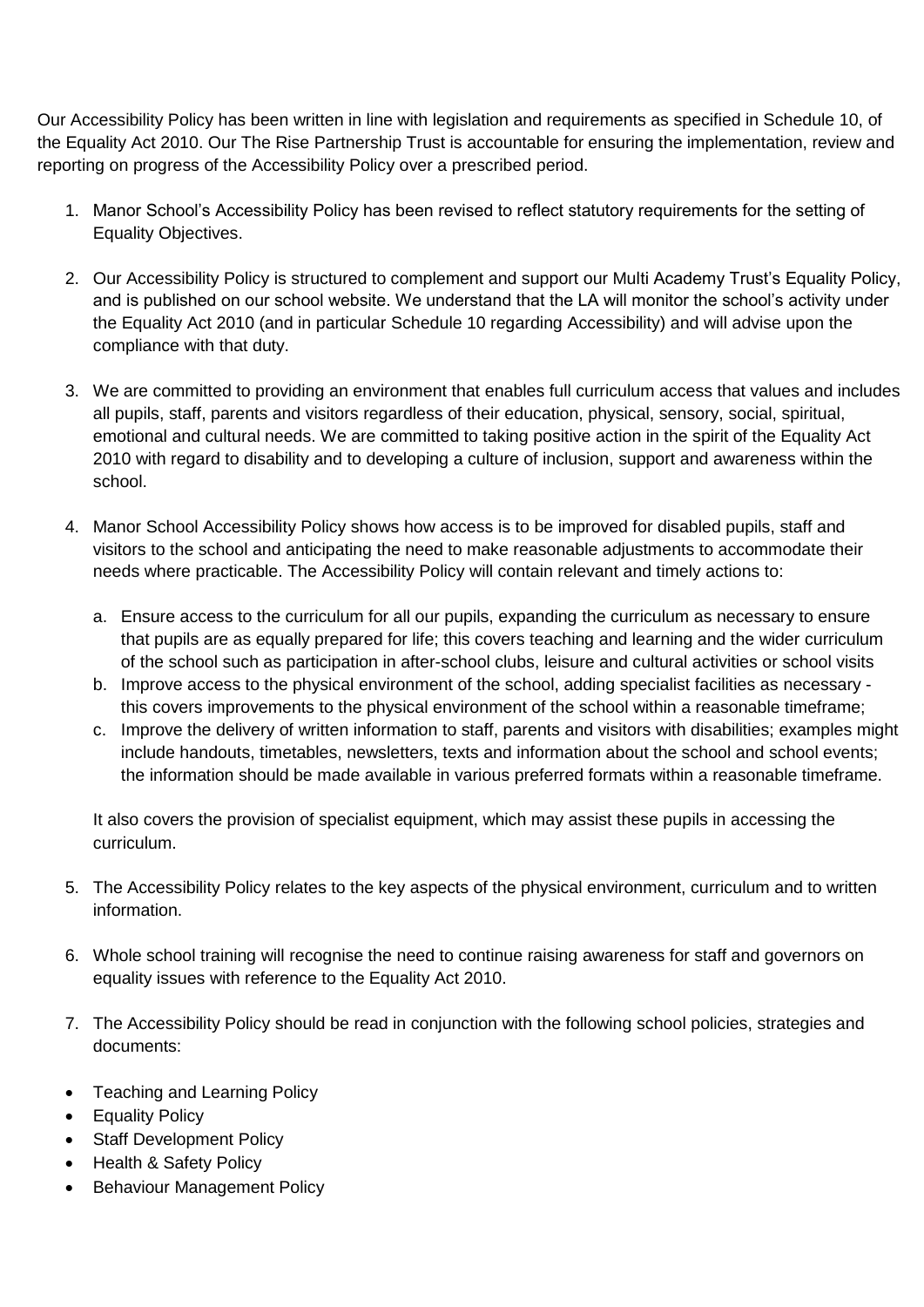Our Accessibility Policy has been written in line with legislation and requirements as specified in Schedule 10, of the Equality Act 2010. Our The Rise Partnership Trust is accountable for ensuring the implementation, review and reporting on progress of the Accessibility Policy over a prescribed period.

1. Manor School's Accessibility Policy has been revised to reflect statutory requirements for the setting of Equality Objectives.

2. Our Accessibility Policy is structured to complement and support our Multi Academy Trust's Equality Policy, and is published on our school website. We understand that the LA will monitor the school's activity under the Equality Act 2010 (and in particular Schedule 10 regarding Accessibility) and will advise upon the compliance with that duty.

3. We are committed to providing an environment that enables full curriculum access that values and includes all pupils, staff, parents and visitors regardless of their education, physical, sensory, social, spiritual, emotional and cultural needs. We are committed to taking positive action in the spirit of the Equality Act 2010 with regard to disability and to developing a culture of inclusion, support and awareness within the school.

4. Manor School Accessibility Policy shows how access is to be improved for disabled pupils, staff and visitors to the school and anticipating the need to make reasonable adjustments to accommodate their needs where practicable. The Accessibility Policy will contain relevant and timely actions to:

   a. Ensure access to the curriculum for all our pupils, expanding the curriculum as necessary to ensure that pupils are as equally prepared for life; this covers teaching and learning and the wider curriculum of the school such as participation in after-school clubs, leisure and cultural activities or school visits
   b. Improve access to the physical environment of the school, adding specialist facilities as necessary - this covers improvements to the physical environment of the school within a reasonable timeframe;
   c. Improve the delivery of written information to staff, parents and visitors with disabilities; examples might include handouts, timetables, newsletters, texts and information about the school and school events; the information should be made available in various preferred formats within a reasonable timeframe.

   It also covers the provision of specialist equipment, which may assist these pupils in accessing the curriculum.

5. The Accessibility Policy relates to the key aspects of the physical environment, curriculum and to written information.

6. Whole school training will recognise the need to continue raising awareness for staff and governors on equality issues with reference to the Equality Act 2010.

7. The Accessibility Policy should be read in conjunction with the following school policies, strategies and documents:

- Teaching and Learning Policy
- Equality Policy
- Staff Development Policy
- Health & Safety Policy
- Behaviour Management Policy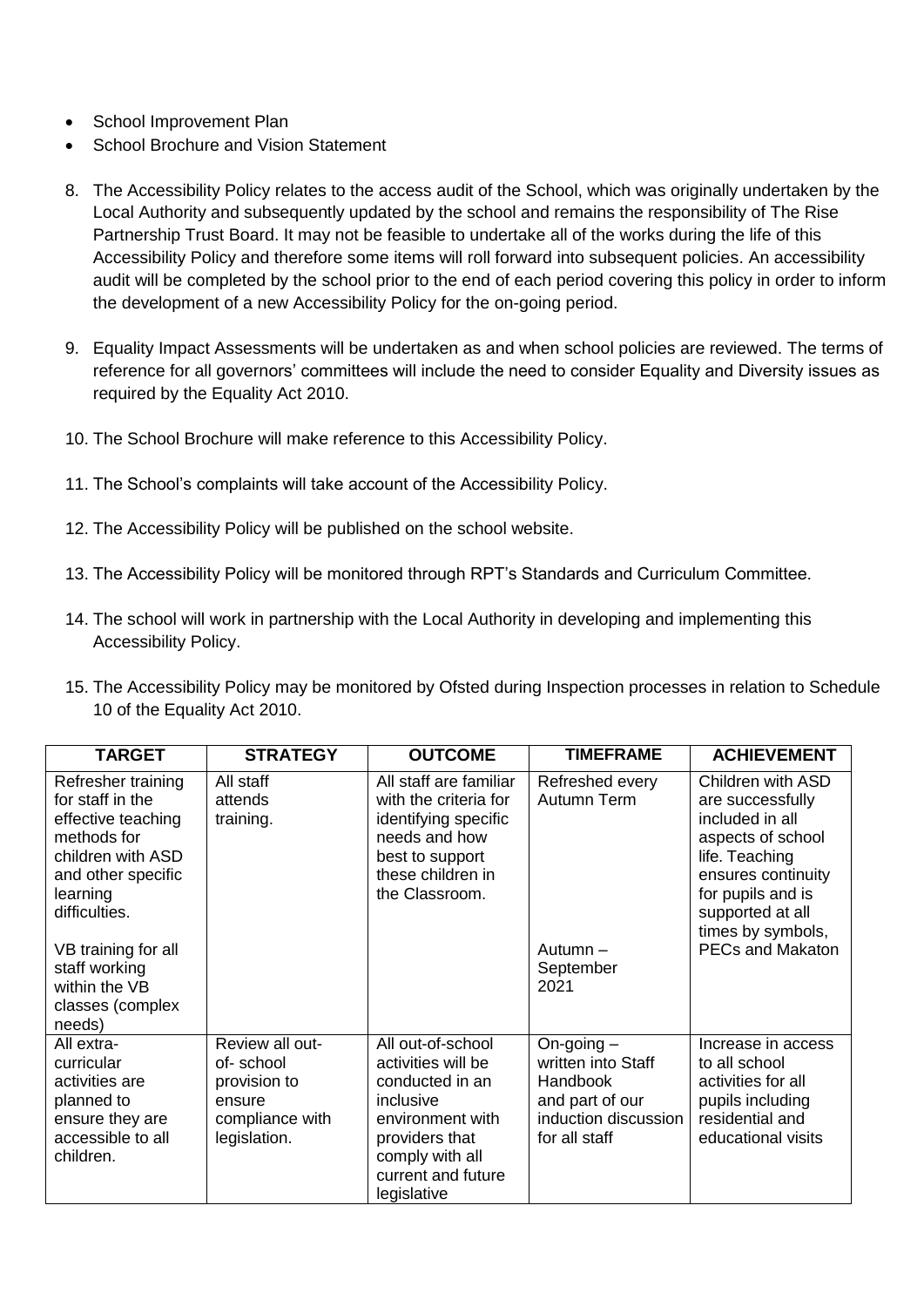- School Improvement Plan
- School Brochure and Vision Statement

8. The Accessibility Policy relates to the access audit of the School, which was originally undertaken by the Local Authority and subsequently updated by the school and remains the responsibility of The Rise Partnership Trust Board. It may not be feasible to undertake all of the works during the life of this Accessibility Policy and therefore some items will roll forward into subsequent policies. An accessibility audit will be completed by the school prior to the end of each period covering this policy in order to inform the development of a new Accessibility Policy for the on-going period.

9. Equality Impact Assessments will be undertaken as and when school policies are reviewed. The terms of reference for all governors' committees will include the need to consider Equality and Diversity issues as required by the Equality Act 2010.

10. The School Brochure will make reference to this Accessibility Policy.

11. The School's complaints will take account of the Accessibility Policy.

12. The Accessibility Policy will be published on the school website.

13. The Accessibility Policy will be monitored through RPT's Standards and Curriculum Committee.

14. The school will work in partnership with the Local Authority in developing and implementing this Accessibility Policy.

15. The Accessibility Policy may be monitored by Ofsted during Inspection processes in relation to Schedule 10 of the Equality Act 2010.

| TARGET | STRATEGY | OUTCOME | TIMEFRAME | ACHIEVEMENT |
|---|---|---|---|---|
| Refresher training for staff in the effective teaching methods for children with ASD and other specific learning difficulties.<br><br>VB training for all staff working within the VB classes (complex needs) | All staff attends training. | All staff are familiar with the criteria for identifying specific needs and how best to support these children in the Classroom. | Refreshed every Autumn Term<br><br>Autumn – September 2021 | Children with ASD are successfully included in all aspects of school life. Teaching ensures continuity for pupils and is supported at all times by symbols, PECs and Makaton |
| All extra-curricular activities are planned to ensure they are accessible to all children. | Review all out-of- school provision to ensure compliance with legislation. | All out-of-school activities will be conducted in an inclusive environment with providers that comply with all current and future legislative | On-going – written into Staff Handbook and part of our induction discussion for all staff | Increase in access to all school activities for all pupils including residential and educational visits |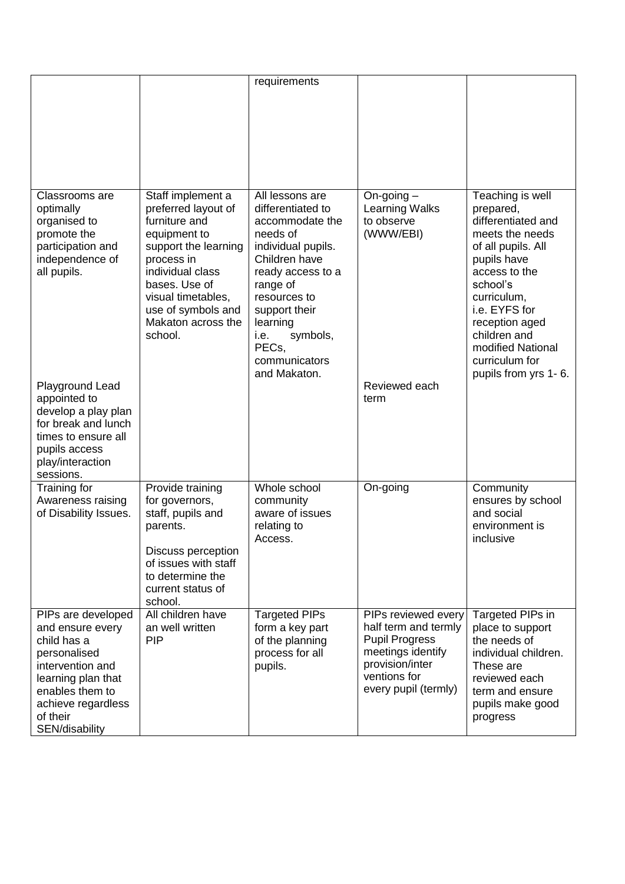| | | requirements | | |
|---|---|---|---|---|
| Classrooms are optimally organised to promote the participation and independence of all pupils.<br><br>Playground Lead appointed to develop a play plan for break and lunch times to ensure all pupils access play/interaction sessions. | Staff implement a preferred layout of furniture and equipment to support the learning process in individual class bases. Use of visual timetables, use of symbols and Makaton across the school. | All lessons are differentiated to accommodate the needs of individual pupils. Children have ready access to a range of resources to support their learning i.e. symbols, PECs, communicators and Makaton. | On-going – Learning Walks to observe (WWW/EBI)<br><br>Reviewed each term | Teaching is well prepared, differentiated and meets the needs of all pupils. All pupils have access to the school's curriculum, i.e. EYFS for reception aged children and modified National curriculum for pupils from yrs 1- 6. |
| Training for Awareness raising of Disability Issues. | Provide training for governors, staff, pupils and parents.<br><br>Discuss perception of issues with staff to determine the current status of school. | Whole school community aware of issues relating to Access. | On-going | Community ensures by school and social environment is inclusive |
| PIPs are developed and ensure every child has a personalised intervention and learning plan that enables them to achieve regardless of their SEN/disability | All children have an well written PIP | Targeted PIPs form a key part of the planning process for all pupils. | PIPs reviewed every half term and termly Pupil Progress meetings identify provision/interventions for every pupil (termly) | Targeted PIPs in place to support the needs of individual children. These are reviewed each term and ensure pupils make good progress |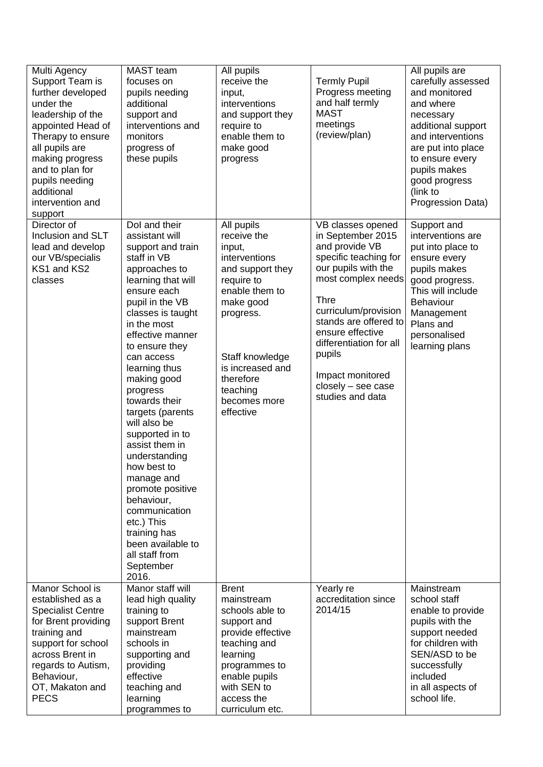| Multi Agency Support Team is further developed under the leadership of the appointed Head of Therapy to ensure all pupils are making progress and to plan for pupils needing additional intervention and support | MAST team focuses on pupils needing additional support and interventions and monitors progress of these pupils | All pupils receive the input, interventions and support they require to enable them to make good progress | Termly Pupil Progress meeting and half termly MAST meetings (review/plan) | All pupils are carefully assessed and monitored and where necessary additional support and interventions are put into place to ensure every pupils makes good progress (link to Progression Data) |
|---|---|---|---|---|
| Director of Inclusion and SLT lead and develop our VB/specialis KS1 and KS2 classes | DoI and their assistant will support and train staff in VB approaches to learning that will ensure each pupil in the VB classes is taught in the most effective manner to ensure they can access learning thus making good progress towards their targets (parents will also be supported in to assist them in understanding how best to manage and promote positive behaviour, communication etc.) This training has been available to all staff from September 2016. | All pupils receive the input, interventions and support they require to enable them to make good progress.<br><br>Staff knowledge is increased and therefore teaching becomes more effective | VB classes opened in September 2015 and provide VB specific teaching for our pupils with the most complex needs<br><br>Thre curriculum/provision stands are offered to ensure effective differentiation for all pupils<br><br>Impact monitored closely – see case studies and data | Support and interventions are put into place to ensure every pupils makes good progress. This will include Behaviour Management Plans and personalised learning plans |
| Manor School is established as a Specialist Centre for Brent providing training and support for school across Brent in regards to Autism, Behaviour, OT, Makaton and PECS | Manor staff will lead high quality training to support Brent mainstream schools in supporting and providing effective teaching and learning programmes to | Brent mainstream schools able to support and provide effective teaching and learning programmes to enable pupils with SEN to access the curriculum etc. | Yearly re accreditation since 2014/15 | Mainstream school staff enable to provide pupils with the support needed for children with SEN/ASD to be successfully included in all aspects of school life. |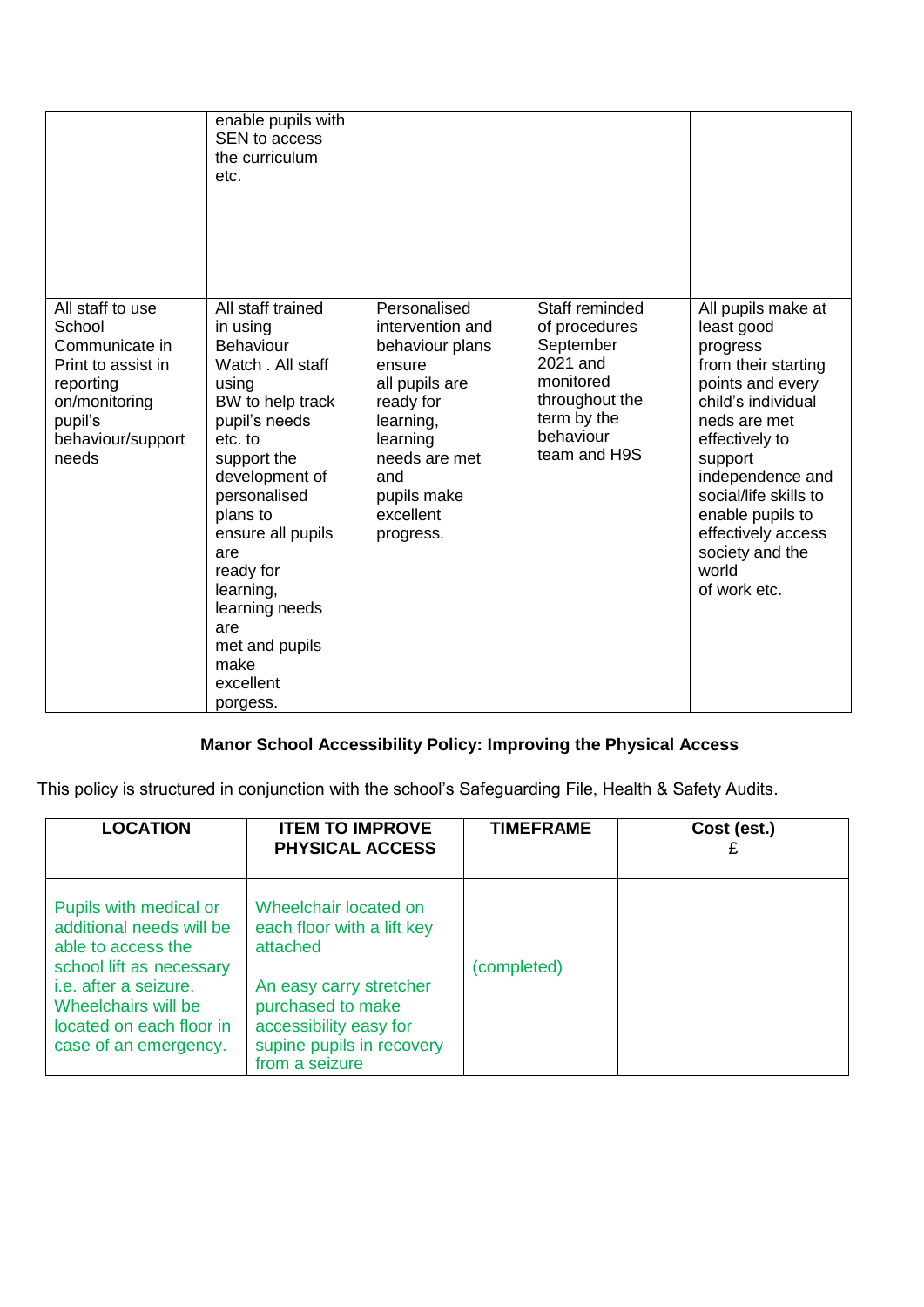| | | | | |
|---|---|---|---|---|
| | enable pupils with SEN to access the curriculum etc. | | | |
| All staff to use School Communicate in Print to assist in reporting on/monitoring pupil's behaviour/support needs | All staff trained in using Behaviour Watch . All staff using BW to help track pupil's needs etc. to support the development of personalised plans to ensure all pupils are ready for learning, learning needs are met and pupils make excellent porgess. | Personalised intervention and behaviour plans ensure all pupils are ready for learning, learning needs are met and pupils make excellent progress. | Staff reminded of procedures September 2021 and monitored throughout the term by the behaviour team and H9S | All pupils make at least good progress from their starting points and every child's individual neds are met effectively to support independence and social/life skills to enable pupils to effectively access society and the world of work etc. |

**Manor School Accessibility Policy: Improving the Physical Access**

This policy is structured in conjunction with the school's Safeguarding File, Health & Safety Audits.

| LOCATION | ITEM TO IMPROVE PHYSICAL ACCESS | TIMEFRAME | Cost (est.) £ |
|---|---|---|---|
| Pupils with medical or additional needs will be able to access the school lift as necessary i.e. after a seizure. Wheelchairs will be located on each floor in case of an emergency. | Wheelchair located on each floor with a lift key attached<br><br>An easy carry stretcher purchased to make accessibility easy for supine pupils in recovery from a seizure | (completed) | |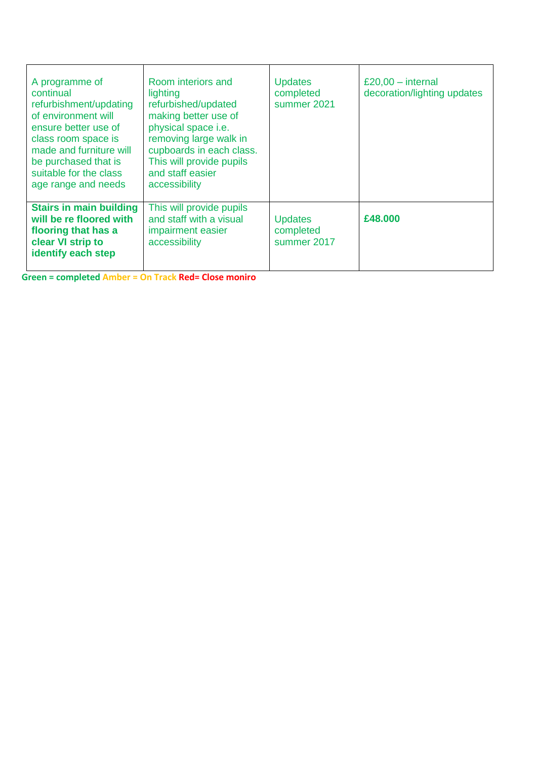| | | | |
|---|---|---|---|
| A programme of continual refurbishment/updating of environment will ensure better use of class room space is made and furniture will be purchased that is suitable for the class age range and needs | Room interiors and lighting refurbished/updated making better use of physical space i.e. removing large walk in cupboards in each class. This will provide pupils and staff easier accessibility | Updates completed summer 2021 | £20,00 – internal decoration/lighting updates |
| **Stairs in main building will be re floored with flooring that has a clear VI strip to identify each step** | This will provide pupils and staff with a visual impairment easier accessibility | Updates completed summer 2017 | **£48.000** |

**Green = completed** **Amber = On Track** **Red= Close moniro**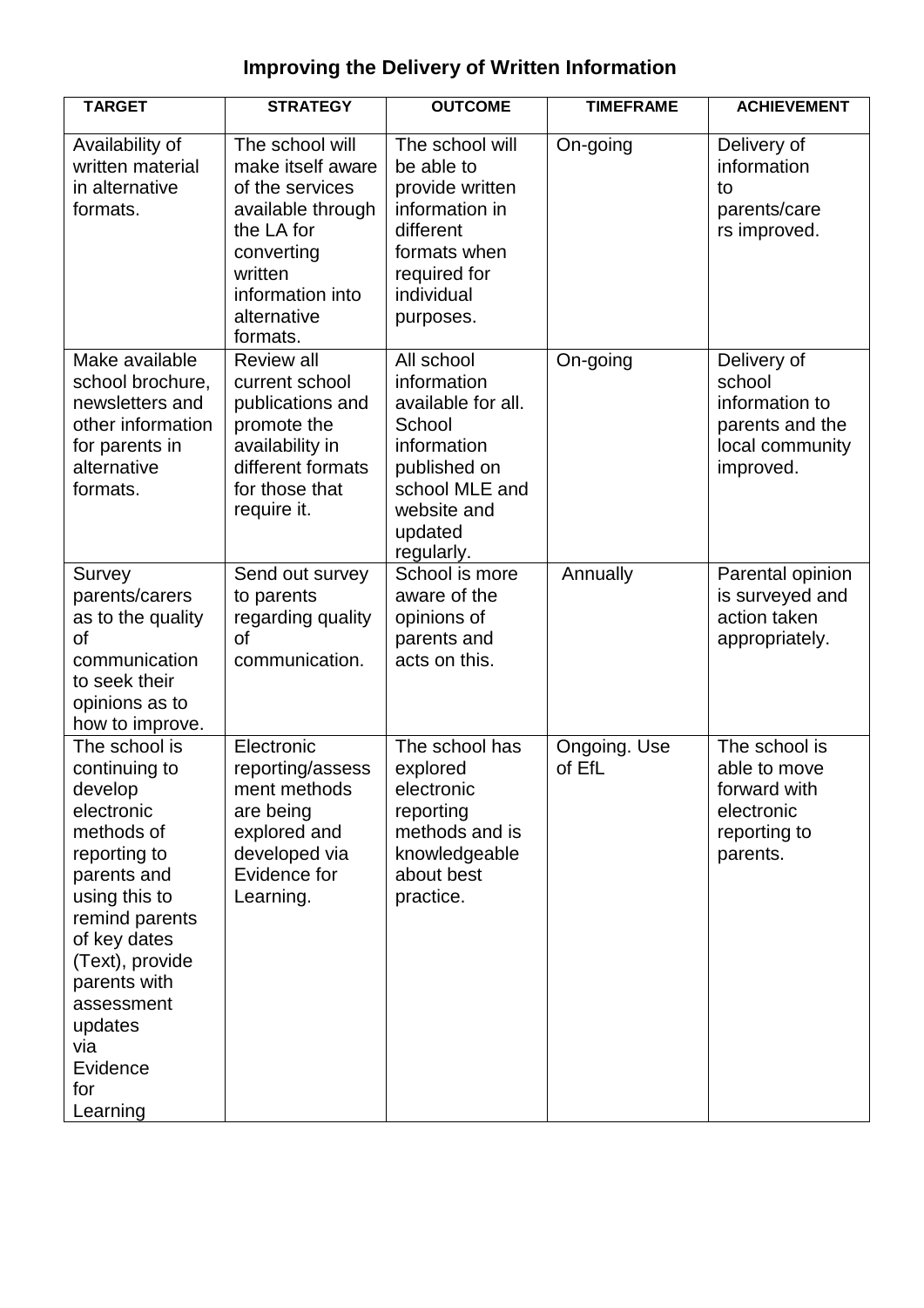## Improving the Delivery of Written Information

| TARGET | STRATEGY | OUTCOME | TIMEFRAME | ACHIEVEMENT |
|---|---|---|---|---|
| Availability of written material in alternative formats. | The school will make itself aware of the services available through the LA for converting written information into alternative formats. | The school will be able to provide written information in different formats when required for individual purposes. | On-going | Delivery of information to parents/carers improved. |
| Make available school brochure, newsletters and other information for parents in alternative formats. | Review all current school publications and promote the availability in different formats for those that require it. | All school information available for all. School information published on school MLE and website and updated regularly. | On-going | Delivery of school information to parents and the local community improved. |
| Survey parents/carers as to the quality of communication to seek their opinions as to how to improve. | Send out survey to parents regarding quality of communication. | School is more aware of the opinions of parents and acts on this. | Annually | Parental opinion is surveyed and action taken appropriately. |
| The school is continuing to develop electronic methods of reporting to parents and using this to remind parents of key dates (Text), provide parents with assessment updates via Evidence for Learning | Electronic reporting/assessment methods are being explored and developed via Evidence for Learning. | The school has explored electronic reporting methods and is knowledgeable about best practice. | Ongoing. Use of EfL | The school is able to move forward with electronic reporting to parents. |